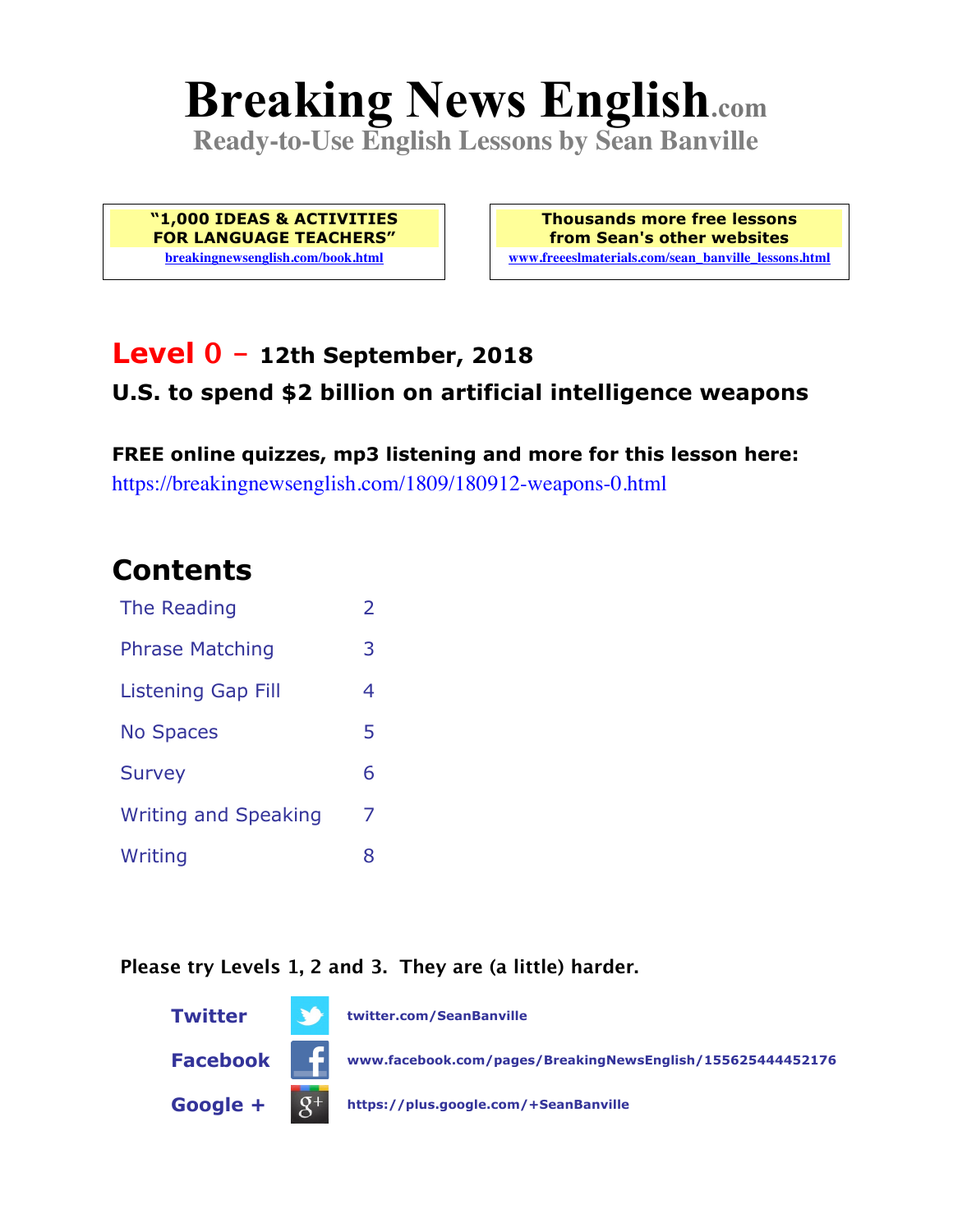# Breaking News English.com

**Ready-to-Use English Lessons by Sean Banville**

**"1,000 IDEAS & ACTIVITIES FOR LANGUAGE TEACHERS"**
breakingnewsenglish.com/book.html

**Thousands more free lessons from Sean's other websites**
www.freeeslmaterials.com/sean_banville_lessons.html

## Level 0 – 12th September, 2018

### U.S. to spend $2 billion on artificial intelligence weapons

**FREE online quizzes, mp3 listening and more for this lesson here:**
https://breakingnewsenglish.com/1809/180912-weapons-0.html

## Contents

| | |
|---|---|
| The Reading | 2 |
| Phrase Matching | 3 |
| Listening Gap Fill | 4 |
| No Spaces | 5 |
| Survey | 6 |
| Writing and Speaking | 7 |
| Writing | 8 |

**Please try Levels 1, 2 and 3. They are (a little) harder.**

**Twitter** twitter.com/SeanBanville

**Facebook** www.facebook.com/pages/BreakingNewsEnglish/155625444452176

**Google +** https://plus.google.com/+SeanBanville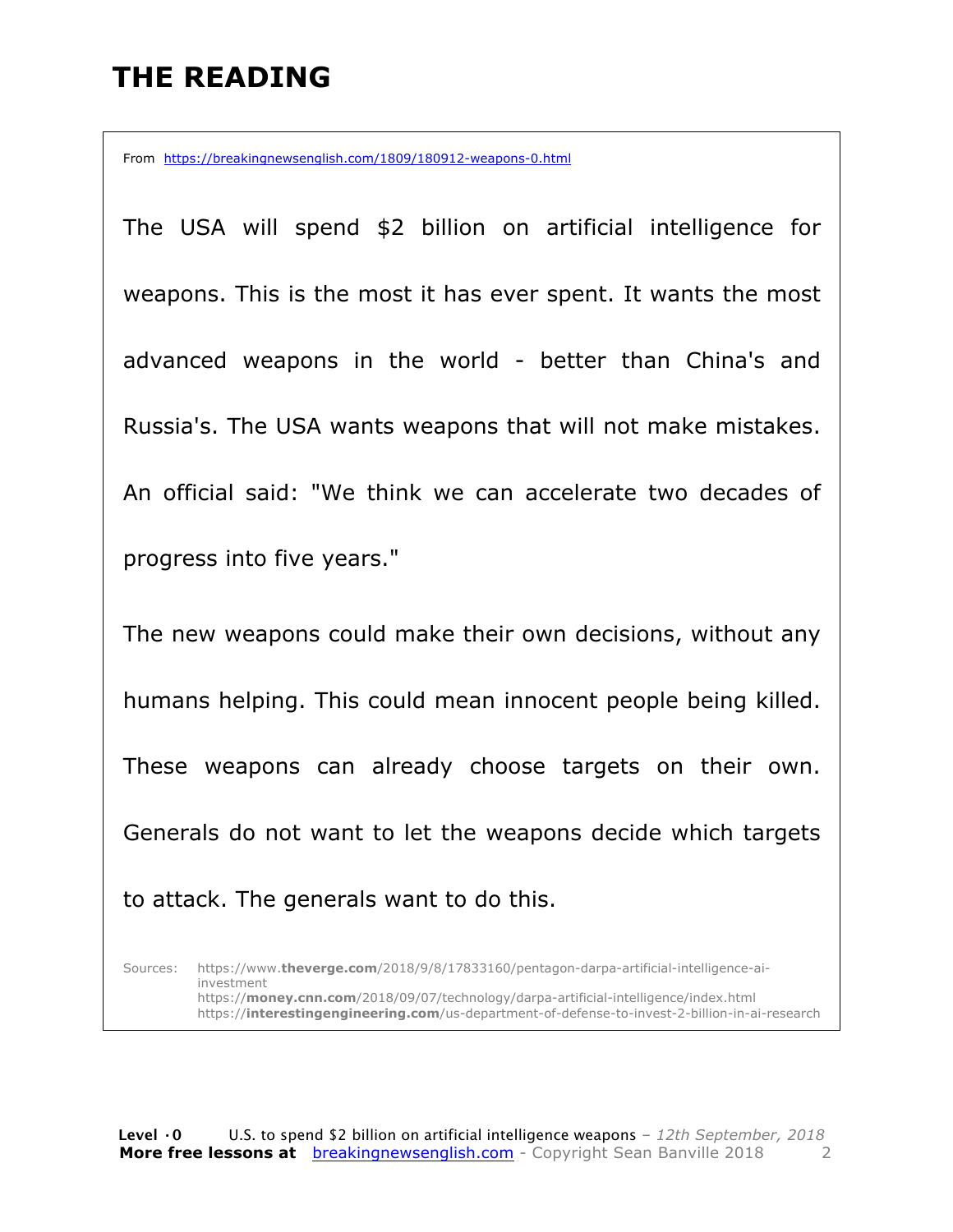# THE READING

From https://breakingnewsenglish.com/1809/180912-weapons-0.html

The USA will spend $2 billion on artificial intelligence for weapons. This is the most it has ever spent. It wants the most advanced weapons in the world - better than China's and Russia's. The USA wants weapons that will not make mistakes. An official said: "We think we can accelerate two decades of progress into five years."

The new weapons could make their own decisions, without any humans helping. This could mean innocent people being killed. These weapons can already choose targets on their own. Generals do not want to let the weapons decide which targets to attack. The generals want to do this.

Sources:
https://www.**theverge.com**/2018/9/8/17833160/pentagon-darpa-artificial-intelligence-ai-investment
https://**money.cnn.com**/2018/09/07/technology/darpa-artificial-intelligence/index.html
https://**interestingengineering.com**/us-department-of-defense-to-invest-2-billion-in-ai-research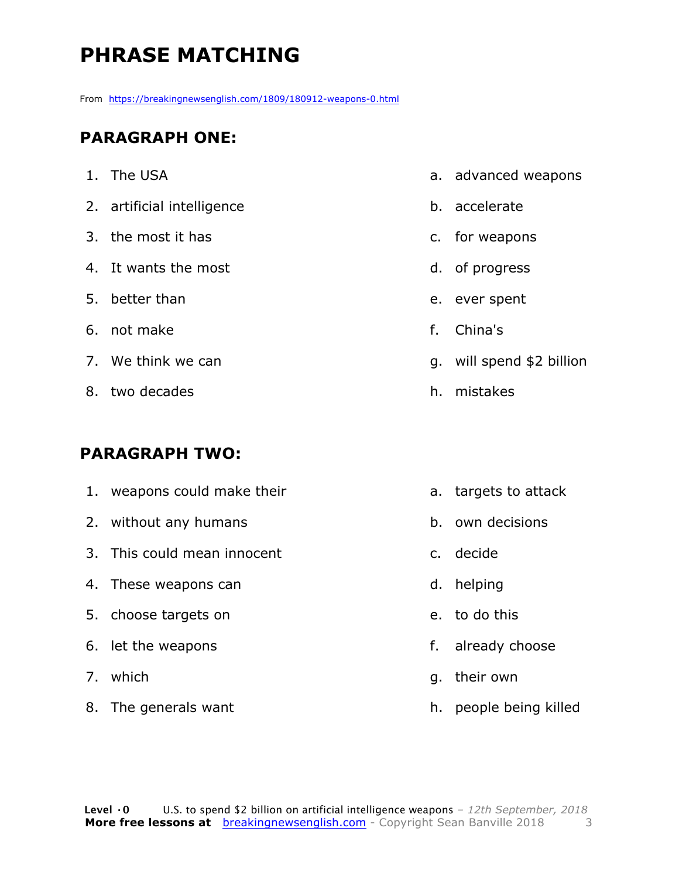# PHRASE MATCHING

From https://breakingnewsenglish.com/1809/180912-weapons-0.html

## PARAGRAPH ONE:

| | |
|---|---|
| 1. The USA | a. advanced weapons |
| 2. artificial intelligence | b. accelerate |
| 3. the most it has | c. for weapons |
| 4. It wants the most | d. of progress |
| 5. better than | e. ever spent |
| 6. not make | f. China's |
| 7. We think we can | g. will spend $2 billion |
| 8. two decades | h. mistakes |

## PARAGRAPH TWO:

| | |
|---|---|
| 1. weapons could make their | a. targets to attack |
| 2. without any humans | b. own decisions |
| 3. This could mean innocent | c. decide |
| 4. These weapons can | d. helping |
| 5. choose targets on | e. to do this |
| 6. let the weapons | f. already choose |
| 7. which | g. their own |
| 8. The generals want | h. people being killed |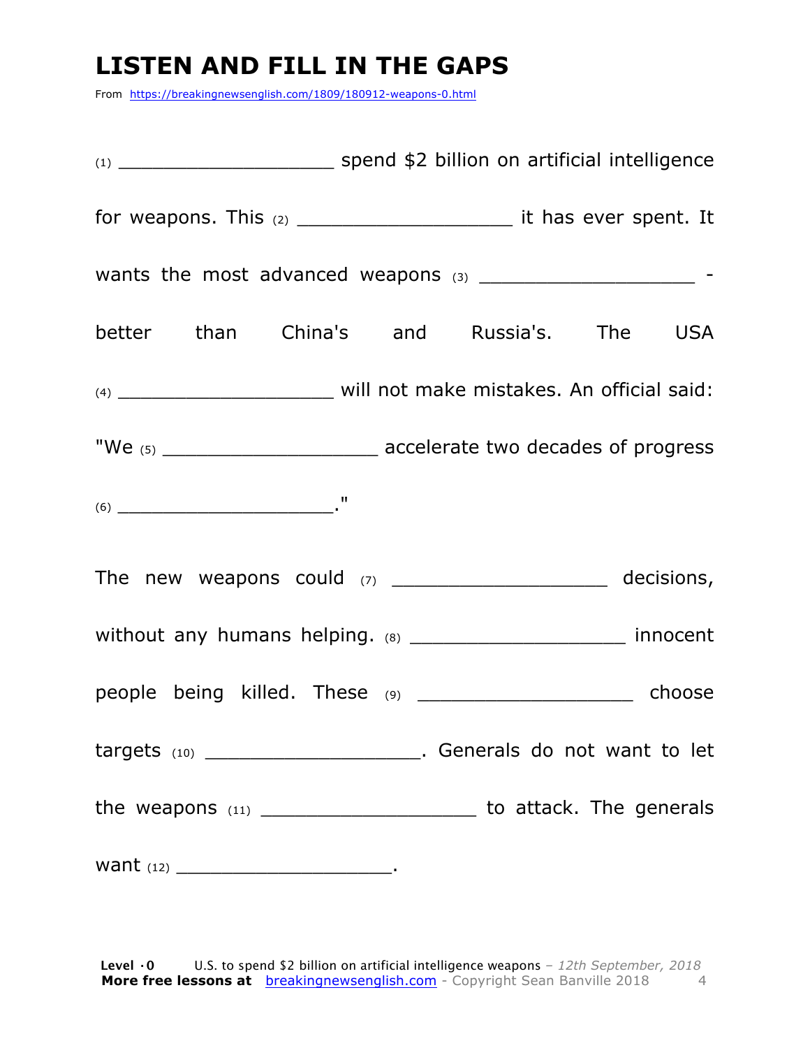# LISTEN AND FILL IN THE GAPS

From https://breakingnewsenglish.com/1809/180912-weapons-0.html

(1) ___________________ spend $2 billion on artificial intelligence for weapons. This (2) ___________________ it has ever spent. It wants the most advanced weapons (3) ___________________ - better than China's and Russia's. The USA (4) ___________________ will not make mistakes. An official said: "We (5) ___________________ accelerate two decades of progress (6) ___________________."

The new weapons could (7) ___________________ decisions, without any humans helping. (8) ___________________ innocent people being killed. These (9) ___________________ choose targets (10) ___________________. Generals do not want to let the weapons (11) ___________________ to attack. The generals want (12) ___________________.

**Level ·0** U.S. to spend $2 billion on artificial intelligence weapons – *12th September, 2018*
**More free lessons at** breakingnewsenglish.com - Copyright Sean Banville 2018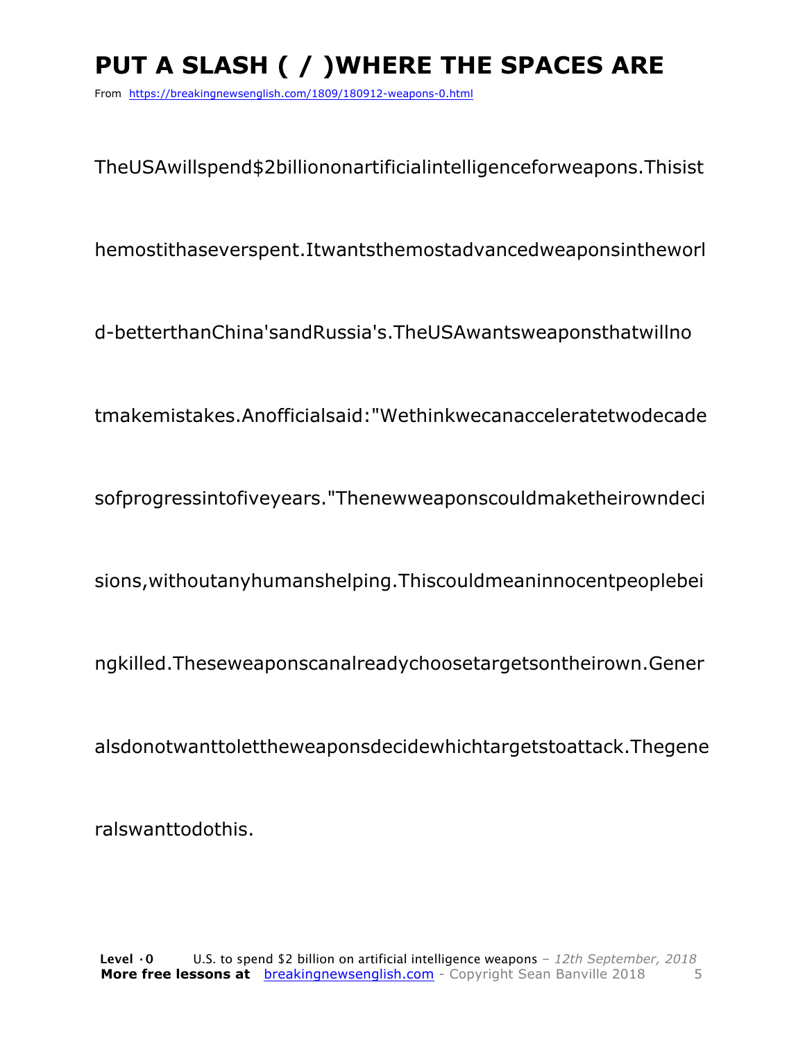# PUT A SLASH ( / )WHERE THE SPACES ARE

From https://breakingnewsenglish.com/1809/180912-weapons-0.html

TheUSAwillspend$2billiononartificialintelligenceforweapons.Thisist

hemostithaseverspent.Itwantsthemostadvancedweaponsintheworl

d-betterthanChina'sandRussia's.TheUSAwantsweaponsthatwillno

tmakemistakes.Anofficialsaid:"Wethinkwecanacceleratetwodecade

sofprogressintofiveyears."Thenewweaponscouldmaketheirowndeci

sions,withoutanyhumanshelping.Thiscouldmeaninnocentpeoplebei

ngkilled.Theseweaponscanalreadychoosetargetsontheirown.Gener

alsdonotwanttolettheweaponsdecidewhichtargetstoattack.Thegene

ralswanttodothis.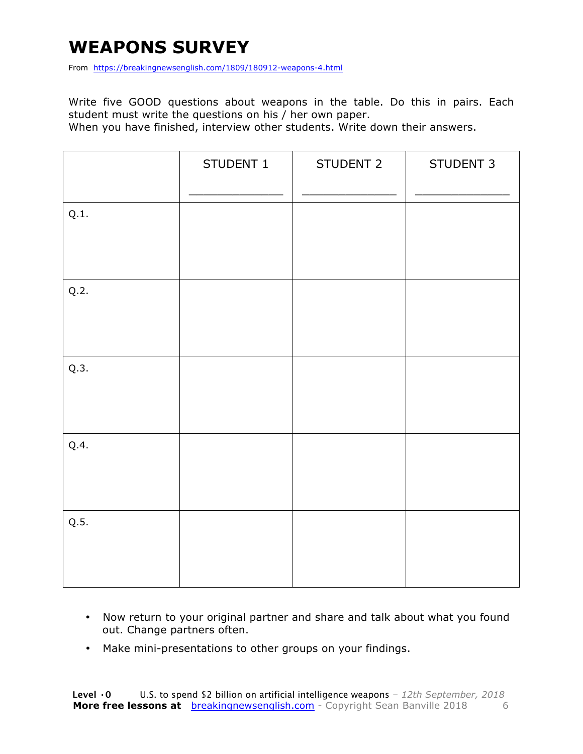# WEAPONS SURVEY

From https://breakingnewsenglish.com/1809/180912-weapons-4.html

Write five GOOD questions about weapons in the table. Do this in pairs. Each student must write the questions on his / her own paper.
When you have finished, interview other students. Write down their answers.

| | STUDENT 1<br>_______________ | STUDENT 2<br>_______________ | STUDENT 3<br>_______________ |
|---|---|---|---|
| Q.1. | | | |
| Q.2. | | | |
| Q.3. | | | |
| Q.4. | | | |
| Q.5. | | | |

- Now return to your original partner and share and talk about what you found out. Change partners often.
- Make mini-presentations to other groups on your findings.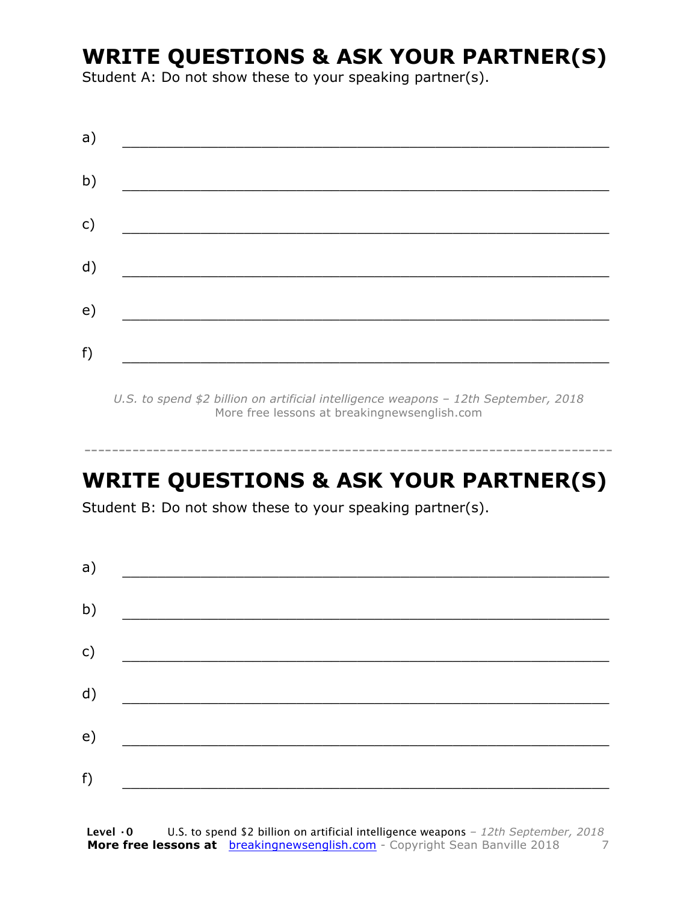## WRITE QUESTIONS & ASK YOUR PARTNER(S)

Student A: Do not show these to your speaking partner(s).

a) ___________________________________________________________

b) ___________________________________________________________

c) ___________________________________________________________

d) ___________________________________________________________

e) ___________________________________________________________

f) ___________________________________________________________

*U.S. to spend $2 billion on artificial intelligence weapons – 12th September, 2018*
More free lessons at breakingnewsenglish.com

---

## WRITE QUESTIONS & ASK YOUR PARTNER(S)

Student B: Do not show these to your speaking partner(s).

a) ___________________________________________________________

b) ___________________________________________________________

c) ___________________________________________________________

d) ___________________________________________________________

e) ___________________________________________________________

f) ___________________________________________________________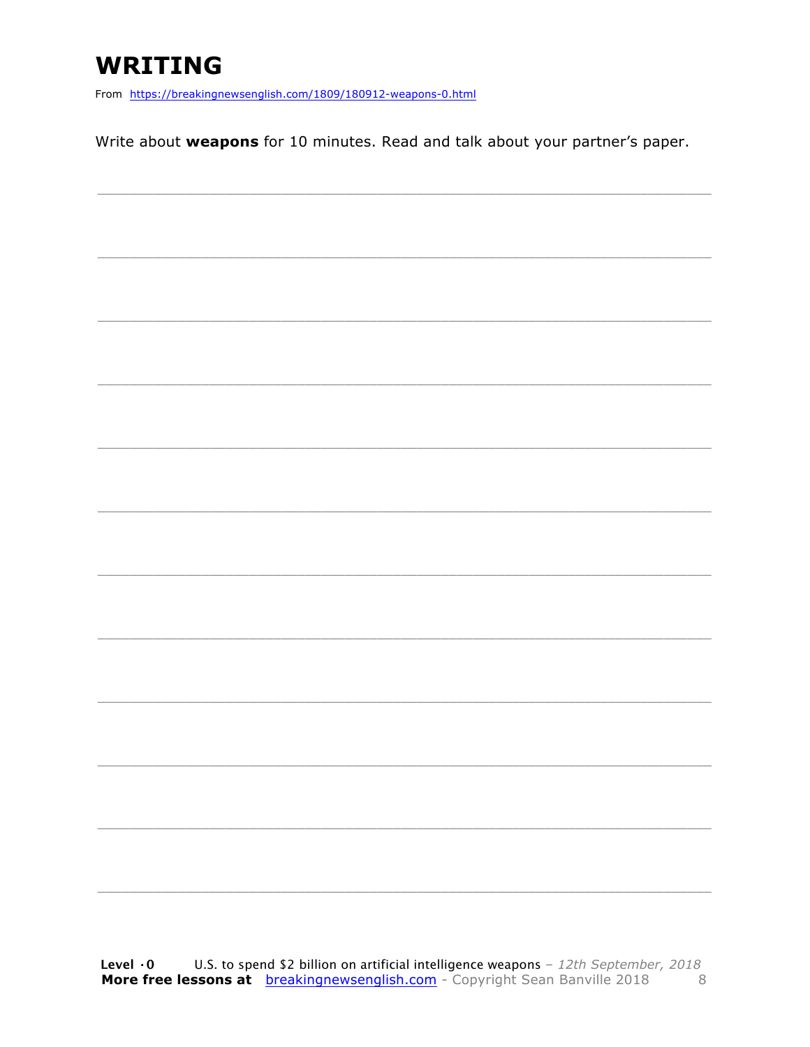# WRITING

From https://breakingnewsenglish.com/1809/180912-weapons-0.html

Write about **weapons** for 10 minutes. Read and talk about your partner's paper.

___________________________________________________________________________

___________________________________________________________________________

___________________________________________________________________________

___________________________________________________________________________

___________________________________________________________________________

___________________________________________________________________________

___________________________________________________________________________

___________________________________________________________________________

___________________________________________________________________________

___________________________________________________________________________

___________________________________________________________________________

___________________________________________________________________________